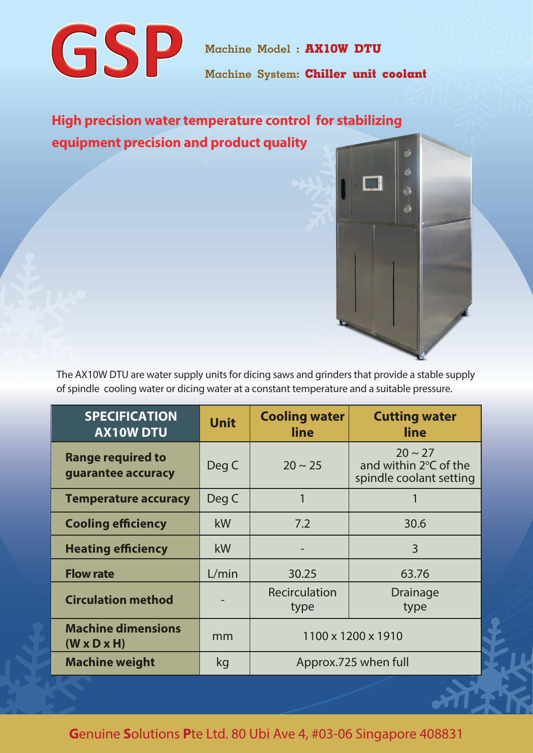# GSP

**Machine Model : AX10W DTU**

**Machine System: Chiller unit coolant**

## High precision water temperature control for stabilizing equipment precision and product quality

The AX10W DTU are water supply units for dicing saws and grinders that provide a stable supply of spindle cooling water or dicing water at a constant temperature and a suitable pressure.

| SPECIFICATION AX10W DTU | Unit | Cooling water line | Cutting water line |
|---|---|---|---|
| Range required to guarantee accuracy | Deg C | 20 ~ 25 | 20 ~ 27 and within 2°C of the spindle coolant setting |
| Temperature accuracy | Deg C | 1 | 1 |
| Cooling efficiency | kW | 7.2 | 30.6 |
| Heating efficiency | kW | - | 3 |
| Flow rate | L/min | 30.25 | 63.76 |
| Circulation method | - | Recirculation type | Drainage type |
| Machine dimensions (W x D x H) | mm | 1100 x 1200 x 1910 | |
| Machine weight | kg | Approx.725 when full | |

Genuine Solutions Pte Ltd. 80 Ubi Ave 4, #03-06 Singapore 408831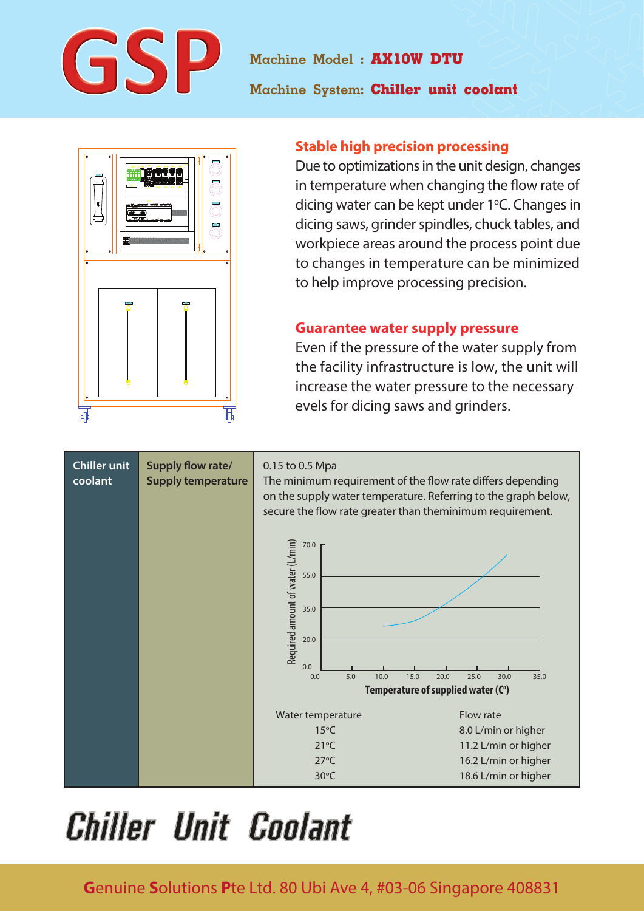# GSP

Machine Model : **AX10W DTU**

Machine System: **Chiller unit coolant**

## Stable high precision processing

Due to optimizations in the unit design, changes in temperature when changing the flow rate of dicing water can be kept under 1ºC. Changes in dicing saws, grinder spindles, chuck tables, and workpiece areas around the process point due to changes in temperature can be minimized to help improve processing precision.

## Guarantee water supply pressure

Even if the pressure of the water supply from the facility infrastructure is low, the unit will increase the water pressure to the necessary evels for dicing saws and grinders.

| | | |
|---|---|---|
| **Chiller unit coolant** | **Supply flow rate/ Supply temperature** | 0.15 to 0.5 Mpa<br>The minimum requirement of the flow rate differs depending on the supply water temperature. Referring to the graph below, secure the flow rate greater than theminimum requirement. |

Required amount of water (L/min)

70.0
55.0
35.0
20.0
0.0

0.0 5.0 10.0 15.0 20.0 25.0 30.0 35.0

**Temperature of supplied water (Cº)**

| Water temperature | Flow rate |
|---|---|
| 15ºC | 8.0 L/min or higher |
| 21ºC | 11.2 L/min or higher |
| 27ºC | 16.2 L/min or higher |
| 30ºC | 18.6 L/min or higher |

# *Chiller Unit Coolant*

**G**enuine **S**olutions **P**te Ltd. 80 Ubi Ave 4, #03-06 Singapore 408831